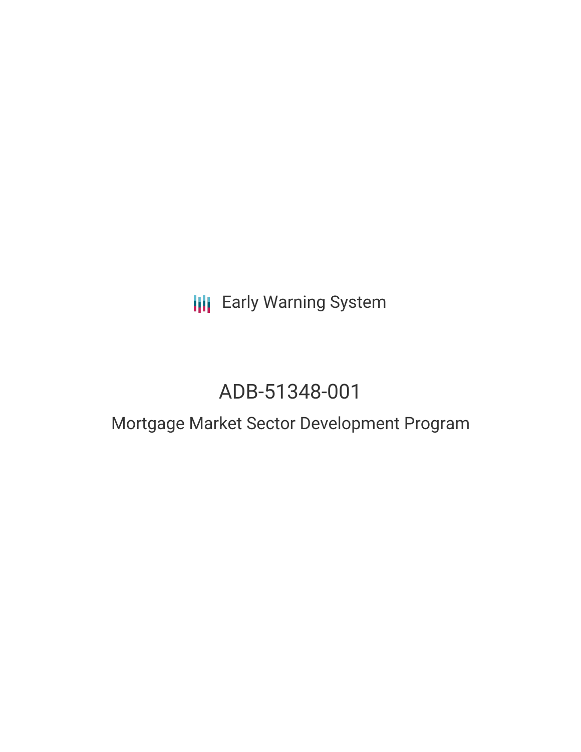Early Warning System

# ADB-51348-001

## Mortgage Market Sector Development Program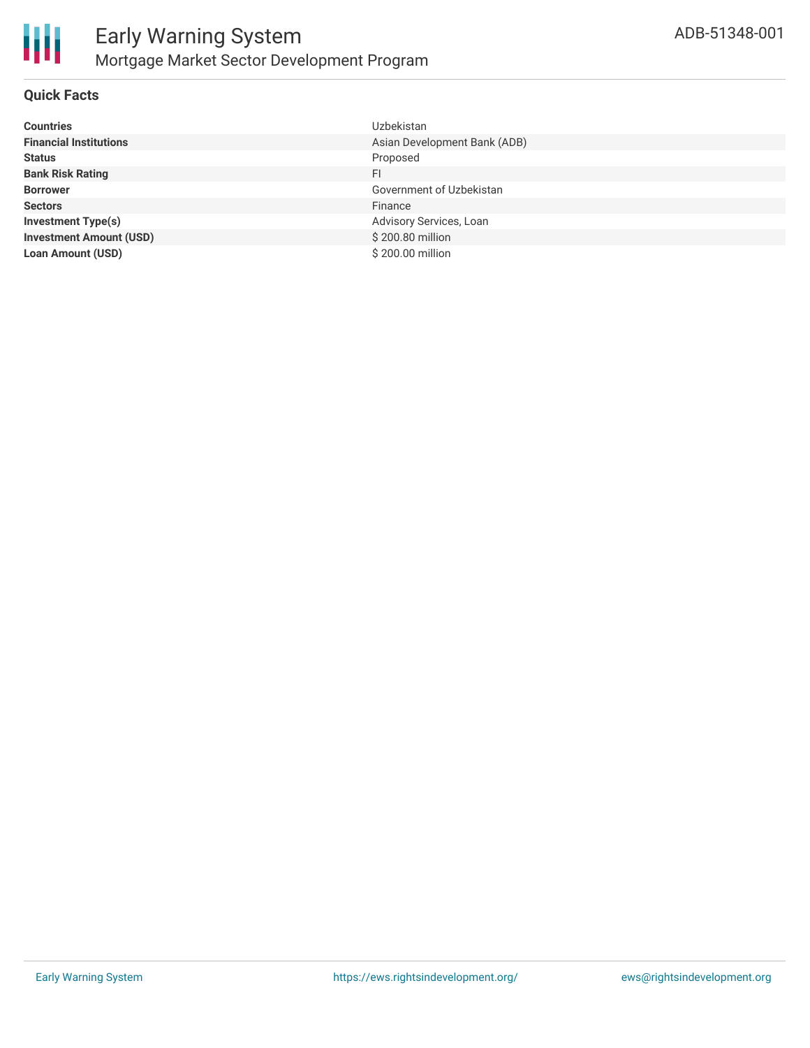# Early Warning System

## Mortgage Market Sector Development Program

ADB-51348-001

### Quick Facts

| | |
|---|---|
| **Countries** | Uzbekistan |
| **Financial Institutions** | Asian Development Bank (ADB) |
| **Status** | Proposed |
| **Bank Risk Rating** | FI |
| **Borrower** | Government of Uzbekistan |
| **Sectors** | Finance |
| **Investment Type(s)** | Advisory Services, Loan |
| **Investment Amount (USD)** | $ 200.80 million |
| **Loan Amount (USD)** | $ 200.00 million |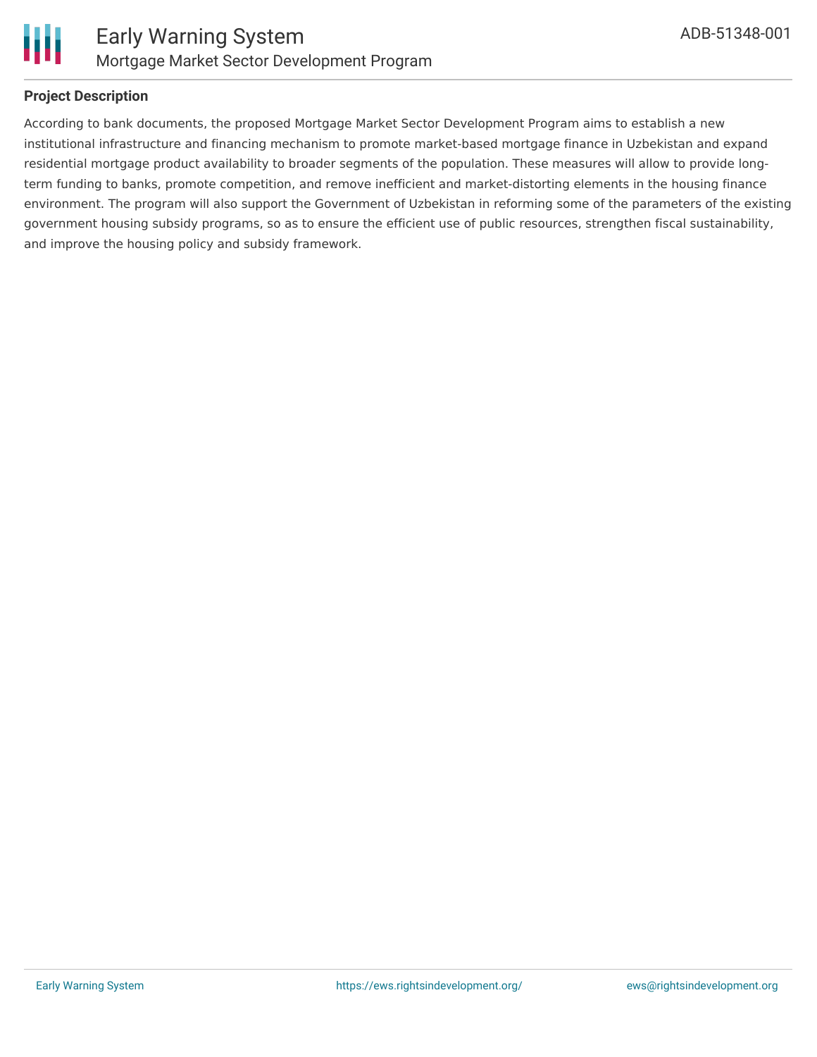**Project Description**

According to bank documents, the proposed Mortgage Market Sector Development Program aims to establish a new institutional infrastructure and financing mechanism to promote market-based mortgage finance in Uzbekistan and expand residential mortgage product availability to broader segments of the population. These measures will allow to provide long-term funding to banks, promote competition, and remove inefficient and market-distorting elements in the housing finance environment. The program will also support the Government of Uzbekistan in reforming some of the parameters of the existing government housing subsidy programs, so as to ensure the efficient use of public resources, strengthen fiscal sustainability, and improve the housing policy and subsidy framework.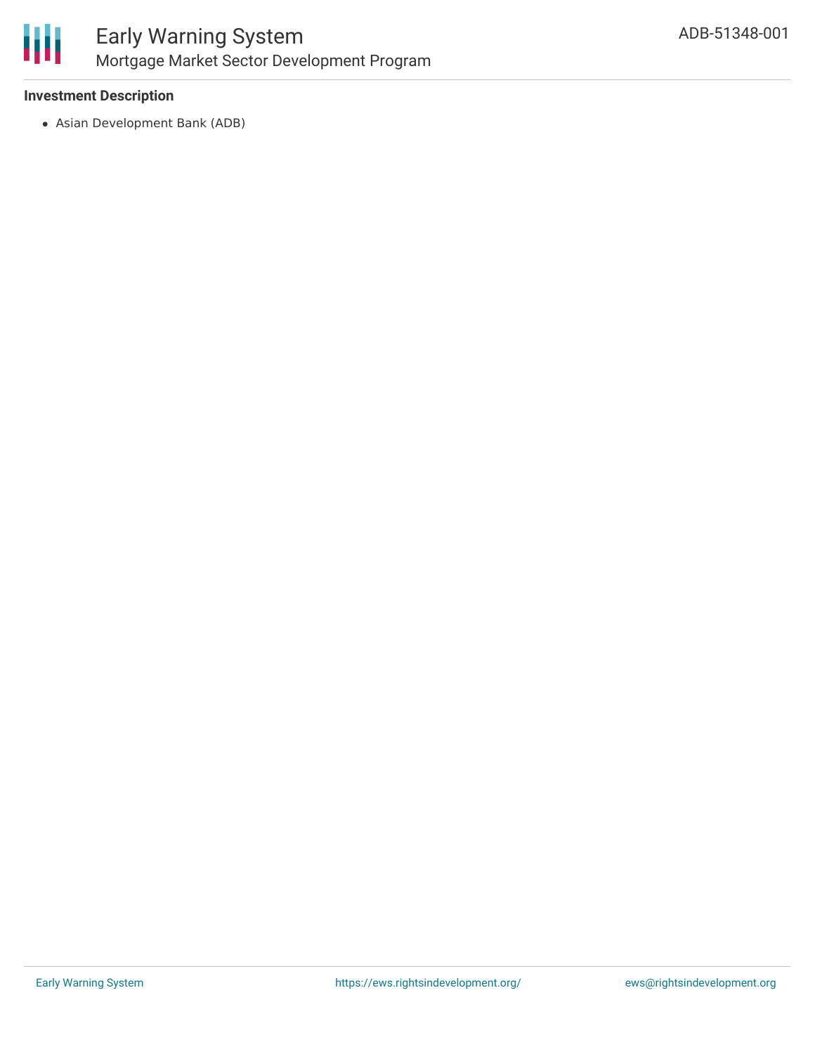**Investment Description**

- Asian Development Bank (ADB)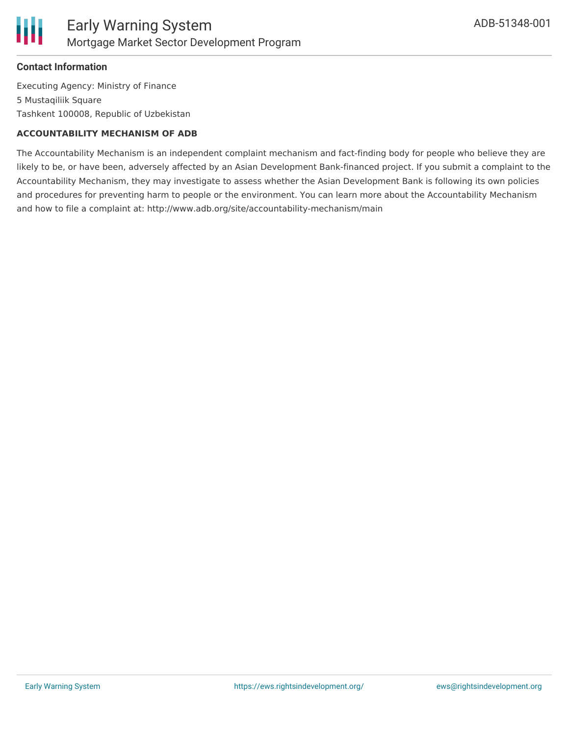## Contact Information

Executing Agency: Ministry of Finance
5 Mustaqiliik Square
Tashkent 100008, Republic of Uzbekistan

**ACCOUNTABILITY MECHANISM OF ADB**

The Accountability Mechanism is an independent complaint mechanism and fact-finding body for people who believe they are likely to be, or have been, adversely affected by an Asian Development Bank-financed project. If you submit a complaint to the Accountability Mechanism, they may investigate to assess whether the Asian Development Bank is following its own policies and procedures for preventing harm to people or the environment. You can learn more about the Accountability Mechanism and how to file a complaint at: http://www.adb.org/site/accountability-mechanism/main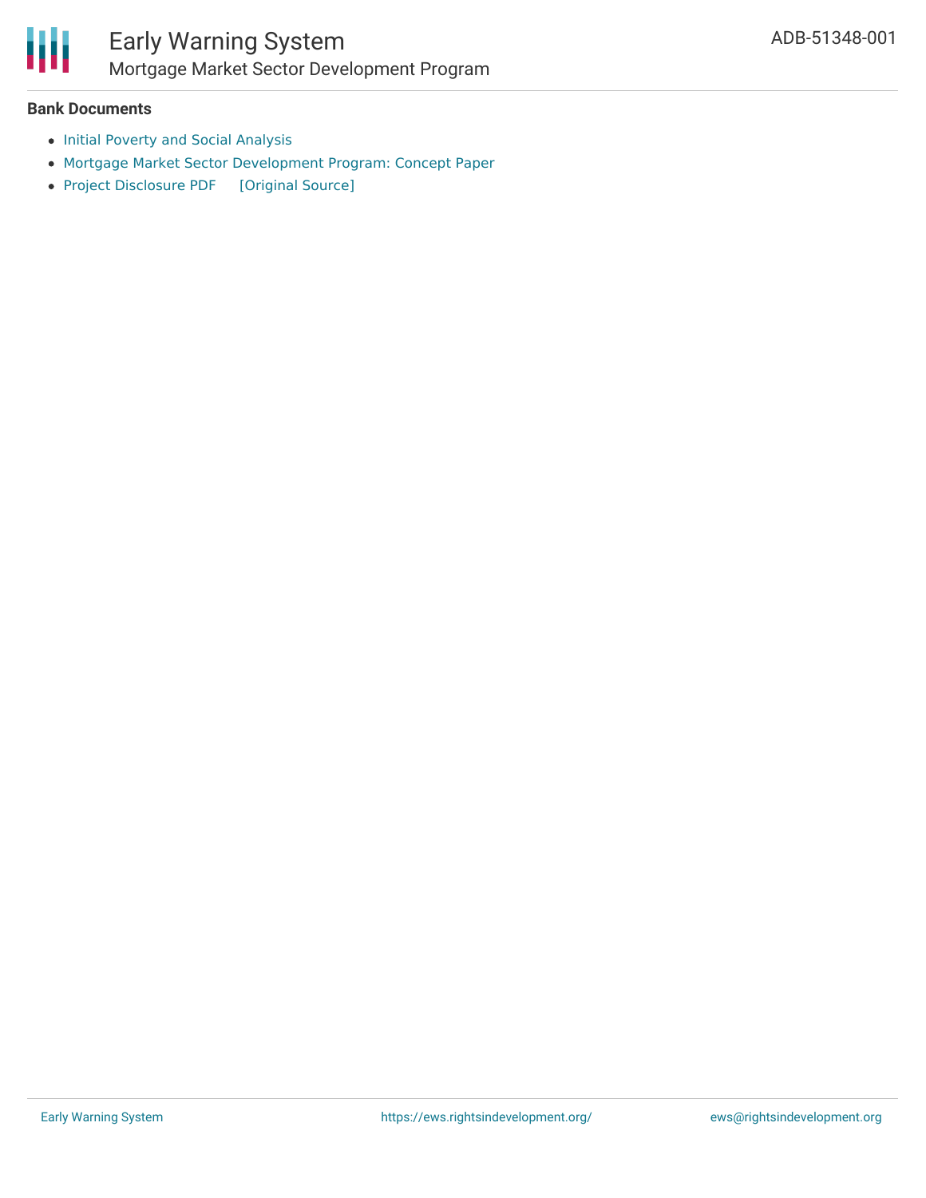### Bank Documents

- Initial Poverty and Social Analysis
- Mortgage Market Sector Development Program: Concept Paper
- Project Disclosure PDF [Original Source]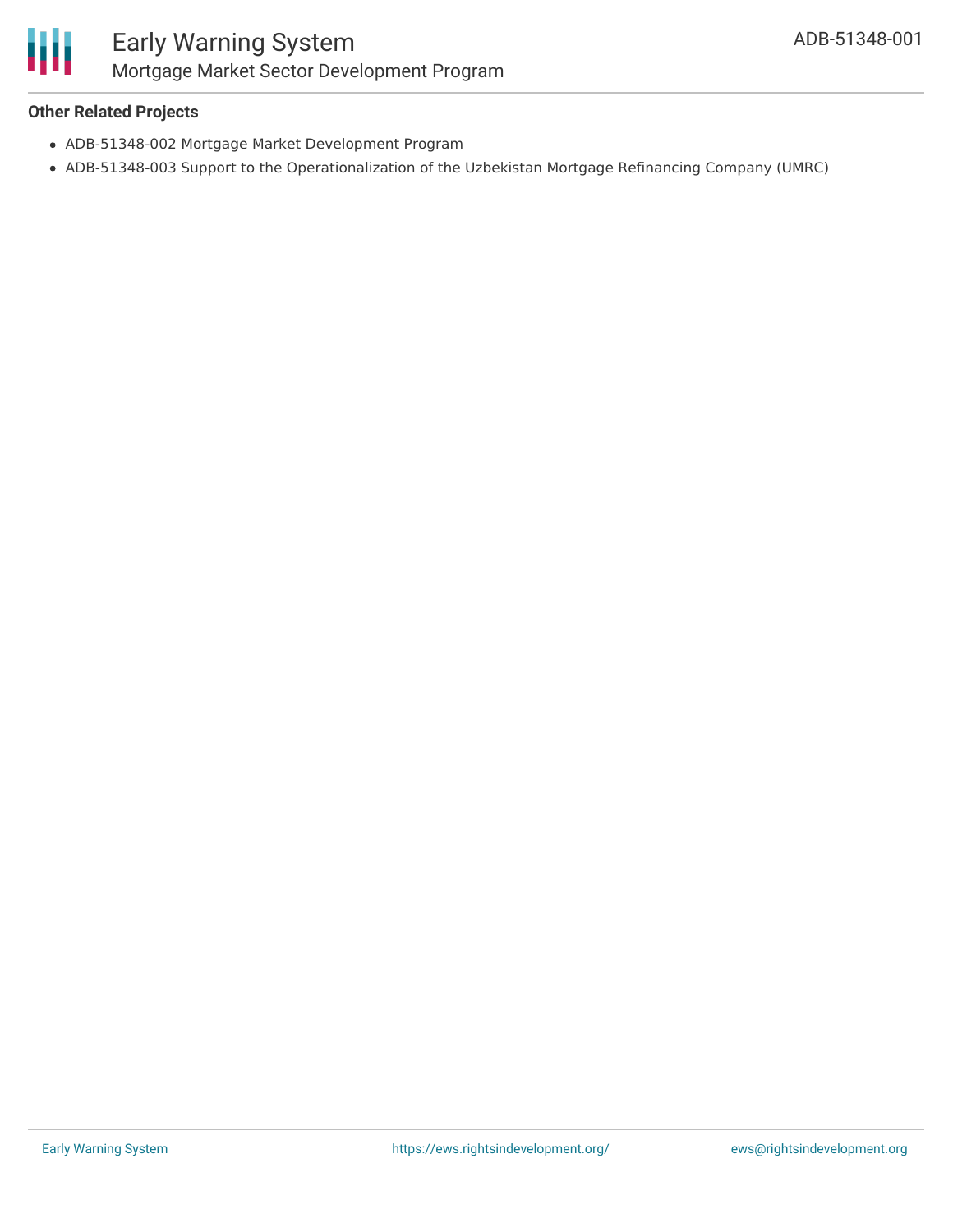### Other Related Projects

- ADB-51348-002 Mortgage Market Development Program
- ADB-51348-003 Support to the Operationalization of the Uzbekistan Mortgage Refinancing Company (UMRC)